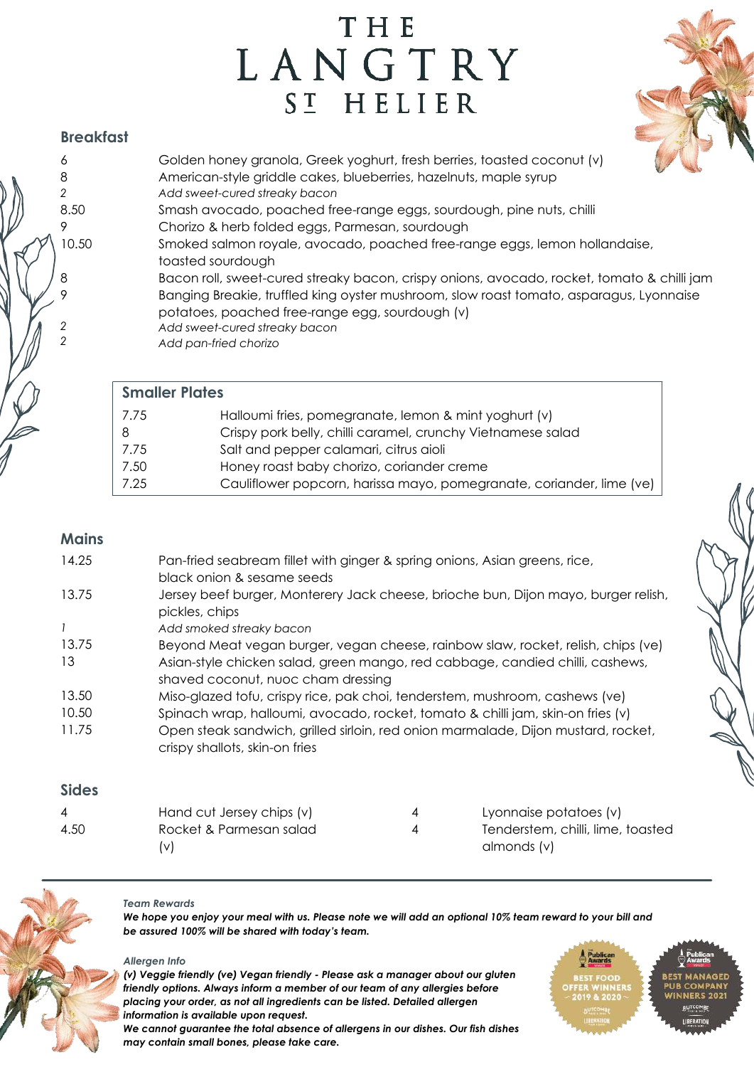# THE LANGTRY
## ST HELIER

### Breakfast

| | |
|---|---|
| 6 | Golden honey granola, Greek yoghurt, fresh berries, toasted coconut (v) |
| 8 | American-style griddle cakes, blueberries, hazelnuts, maple syrup |
| *2* | *Add sweet-cured streaky bacon* |
| 8.50 | Smash avocado, poached free-range eggs, sourdough, pine nuts, chilli |
| 9 | Chorizo & herb folded eggs, Parmesan, sourdough |
| 10.50 | Smoked salmon royale, avocado, poached free-range eggs, lemon hollandaise, toasted sourdough |
| 8 | Bacon roll, sweet-cured streaky bacon, crispy onions, avocado, rocket, tomato & chilli jam |
| 9 | Banging Breakie, truffled king oyster mushroom, slow roast tomato, asparagus, Lyonnaise potatoes, poached free-range egg, sourdough (v) |
| *2* | *Add sweet-cured streaky bacon* |
| *2* | *Add pan-fried chorizo* |

### Smaller Plates

| | |
|---|---|
| 7.75 | Halloumi fries, pomegranate, lemon & mint yoghurt (v) |
| 8 | Crispy pork belly, chilli caramel, crunchy Vietnamese salad |
| 7.75 | Salt and pepper calamari, citrus aioli |
| 7.50 | Honey roast baby chorizo, coriander creme |
| 7.25 | Cauliflower popcorn, harissa mayo, pomegranate, coriander, lime (ve) |

### Mains

| | |
|---|---|
| 14.25 | Pan-fried seabream fillet with ginger & spring onions, Asian greens, rice, black onion & sesame seeds |
| 13.75 | Jersey beef burger, Monterery Jack cheese, brioche bun, Dijon mayo, burger relish, pickles, chips |
| *1* | *Add smoked streaky bacon* |
| 13.75 | Beyond Meat vegan burger, vegan cheese, rainbow slaw, rocket, relish, chips (ve) |
| 13 | Asian-style chicken salad, green mango, red cabbage, candied chilli, cashews, shaved coconut, nuoc cham dressing |
| 13.50 | Miso-glazed tofu, crispy rice, pak choi, tenderstem, mushroom, cashews (ve) |
| 10.50 | Spinach wrap, halloumi, avocado, rocket, tomato & chilli jam, skin-on fries (v) |
| 11.75 | Open steak sandwich, grilled sirloin, red onion marmalade, Dijon mustard, rocket, crispy shallots, skin-on fries |

### Sides

| | |
|---|---|
| 4 | Hand cut Jersey chips (v) |
| 4.50 | Rocket & Parmesan salad (v) |
| 4 | Lyonnaise potatoes (v) |
| 4 | Tenderstem, chilli, lime, toasted almonds (v) |

---

*Team Rewards*

***We hope you enjoy your meal with us. Please note we will add an optional 10% team reward to your bill and be assured 100% will be shared with today's team.***

*Allergen Info*

***(v) Veggie friendly (ve) Vegan friendly - Please ask a manager about our gluten friendly options. Always inform a member of our team of any allergies before placing your order, as not all ingredients can be listed. Detailed allergen information is available upon request.***

***We cannot guarantee the total absence of allergens in our dishes. Our fish dishes may contain small bones, please take care.***

Publican Awards – Best Food Offer Winners 2019 & 2020

Publican Awards – Best Managed Pub Company Winners 2021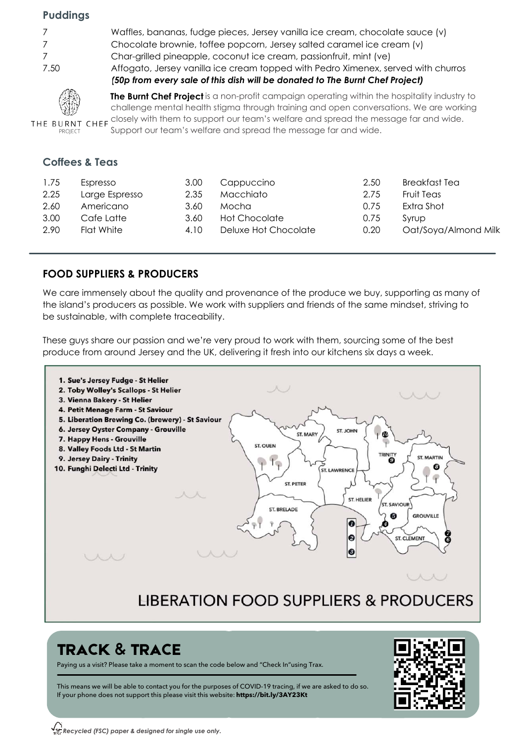## Puddings

| | |
|---|---|
| 7 | Waffles, bananas, fudge pieces, Jersey vanilla ice cream, chocolate sauce (v) |
| 7 | Chocolate brownie, toffee popcorn, Jersey salted caramel ice cream (v) |
| 7 | Char-grilled pineapple, coconut ice cream, passionfruit, mint (ve) |
| 7.50 | Affogato, Jersey vanilla ice cream topped with Pedro Ximenex, served with churros *(50p from every sale of this dish will be donated to The Burnt Chef Project)* |

THE BURNT CHEF PROJECT

**The Burnt Chef Project** is a non-profit campaign operating within the hospitality industry to challenge mental health stigma through training and open conversations. We are working closely with them to support our team's welfare and spread the message far and wide. Support our team's welfare and spread the message far and wide.

## Coffees & Teas

| | | | | | | | |
|---|---|---|---|---|---|---|---|
| 1.75 | Espresso | 3.00 | Cappuccino | 2.50 | Breakfast Tea |
| 2.25 | Large Espresso | 2.35 | Macchiato | 2.75 | Fruit Teas |
| 2.60 | Americano | 3.60 | Mocha | 0.75 | Extra Shot |
| 3.00 | Cafe Latte | 3.60 | Hot Chocolate | 0.75 | Syrup |
| 2.90 | Flat White | 4.10 | Deluxe Hot Chocolate | 0.20 | Oat/Soya/Almond Milk |

## FOOD SUPPLIERS & PRODUCERS

We care immensely about the quality and provenance of the produce we buy, supporting as many of the island's producers as possible. We work with suppliers and friends of the same mindset, striving to be sustainable, with complete traceability.

These guys share our passion and we're very proud to work with them, sourcing some of the best produce from around Jersey and the UK, delivering it fresh into our kitchens six days a week.

1. **Sue's Jersey Fudge - St Helier**
2. **Toby Wolley's Scallops - St Helier**
3. **Vienna Bakery - St Helier**
4. **Petit Menage Farm - St Saviour**
5. **Liberation Brewing Co. (brewery) - St Saviour**
6. **Jersey Oyster Company - Grouville**
7. **Happy Hens - Grouville**
8. **Valley Foods Ltd - St Martin**
9. **Jersey Dairy - Trinity**
10. **Funghi Delecti Ltd - Trinity**

ST. MARY
ST. JOHN
ST. OUEN
TRINITY
ST. MARTIN
ST. LAWRENCE
ST. PETER
ST. HELIER
ST. SAVIOUR
ST. BRELADE
GROUVILLE
ST. CLEMENT

LIBERATION FOOD SUPPLIERS & PRODUCERS

## TRACK & TRACE

Paying us a visit? Please take a moment to scan the code below and "Check In" using Trax.

This means we will be able to contact you for the purposes of COVID-19 tracing, if we are asked to do so. If your phone does not support this please visit this website: **https://bit.ly/3AY23Kt**

*Recycled (FSC) paper & designed for single use only.*